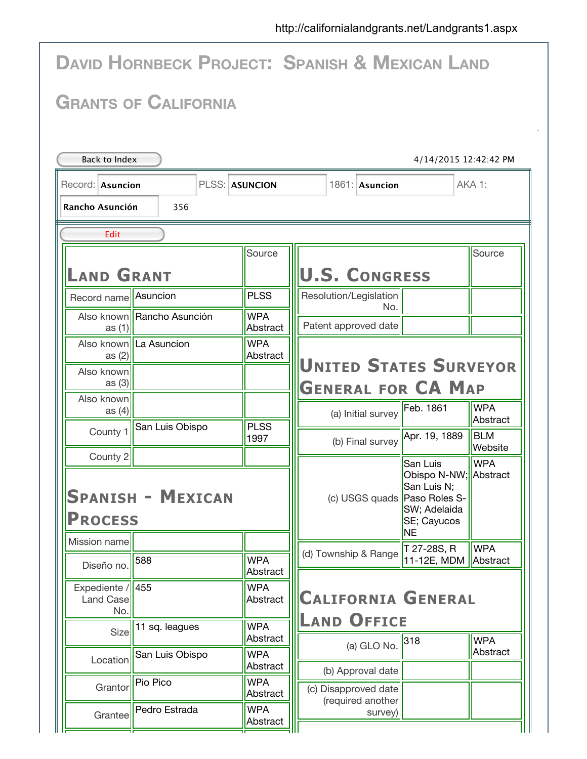http://californialandgrants.net/Landgrants1.aspx

# David Hornbeck Project: Spanish & Mexican Land Grants of California

Back to Index

4/14/2015 12:42:42 PM

Record: **Asuncion** PLSS: **ASUNCION** 1861: **Asuncion** AKA 1: **Rancho Asunción** 356

Edit

## Land Grant

| | | Source |
|---|---|---|
| Record name | Asuncion | PLSS |
| Also known as (1) | Rancho Asunción | WPA Abstract |
| Also known as (2) | La Asuncion | WPA Abstract |
| Also known as (3) | | |
| Also known as (4) | | |
| County 1 | San Luis Obispo | PLSS 1997 |
| County 2 | | |

## Spanish - Mexican Process

| | | |
|---|---|---|
| Mission name | | |
| Diseño no. | 588 | WPA Abstract |
| Expediente / Land Case No. | 455 | WPA Abstract |
| Size | 11 sq. leagues | WPA Abstract |
| Location | San Luis Obispo | WPA Abstract |
| Grantor | Pio Pico | WPA Abstract |
| Grantee | Pedro Estrada | WPA Abstract |

## U.S. Congress

| | | Source |
|---|---|---|
| Resolution/Legislation No. | | |
| Patent approved date | | |

## United States Surveyor General for CA Map

| | | |
|---|---|---|
| (a) Initial survey | Feb. 1861 | WPA Abstract |
| (b) Final survey | Apr. 19, 1889 | BLM Website |
| (c) USGS quads | San Luis Obispo N-NW; San Luis N; Paso Roles S-SW; Adelaida SE; Cayucos NE | WPA Abstract |
| (d) Township & Range | T 27-28S, R 11-12E, MDM | WPA Abstract |

## California General Land Office

| | | |
|---|---|---|
| (a) GLO No. | 318 | WPA Abstract |
| (b) Approval date | | |
| (c) Disapproved date (required another survey) | | |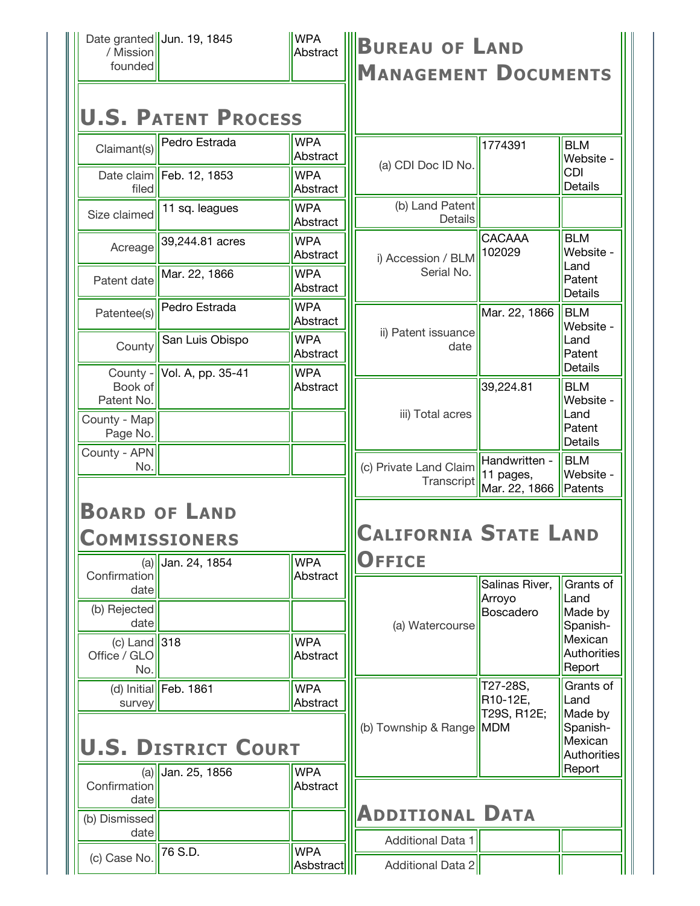| | | |
|---|---|---|
| Date granted / Mission founded | Jun. 19, 1845 | WPA Abstract |

## U.S. Patent Process

| | | |
|---|---|---|
| Claimant(s) | Pedro Estrada | WPA Abstract |
| Date claim filed | Feb. 12, 1853 | WPA Abstract |
| Size claimed | 11 sq. leagues | WPA Abstract |
| Acreage | 39,244.81 acres | WPA Abstract |
| Patent date | Mar. 22, 1866 | WPA Abstract |
| Patentee(s) | Pedro Estrada | WPA Abstract |
| County | San Luis Obispo | WPA Abstract |
| County - Book of Patent No. | Vol. A, pp. 35-41 | WPA Abstract |
| County - Map Page No. | | |
| County - APN No. | | |

## Board of Land Commissioners

| | | |
|---|---|---|
| (a) Confirmation date | Jan. 24, 1854 | WPA Abstract |
| (b) Rejected date | | |
| (c) Land Office / GLO No. | 318 | WPA Abstract |
| (d) Initial survey | Feb. 1861 | WPA Abstract |

## U.S. District Court

| | | |
|---|---|---|
| (a) Confirmation date | Jan. 25, 1856 | WPA Abstract |
| (b) Dismissed date | | |
| (c) Case No. | 76 S.D. | WPA Asbstract |

## Bureau of Land Management Documents

| | | |
|---|---|---|
| (a) CDI Doc ID No. | 1774391 | BLM Website - CDI Details |
| (b) Land Patent Details | | |
| i) Accession / BLM Serial No. | CACAAA 102029 | BLM Website - Land Patent Details |
| ii) Patent issuance date | Mar. 22, 1866 | BLM Website - Land Patent Details |
| iii) Total acres | 39,224.81 | BLM Website - Land Patent Details |
| (c) Private Land Claim Transcript | Handwritten - 11 pages, Mar. 22, 1866 | BLM Website - Patents |

## California State Land Office

| | | |
|---|---|---|
| (a) Watercourse | Salinas River, Arroyo Boscadero | Grants of Land Made by Spanish-Mexican Authorities Report |
| (b) Township & Range | T27-28S, R10-12E, T29S, R12E; MDM | Grants of Land Made by Spanish-Mexican Authorities Report |

## Additional Data

| | | |
|---|---|---|
| Additional Data 1 | | |
| Additional Data 2 | | |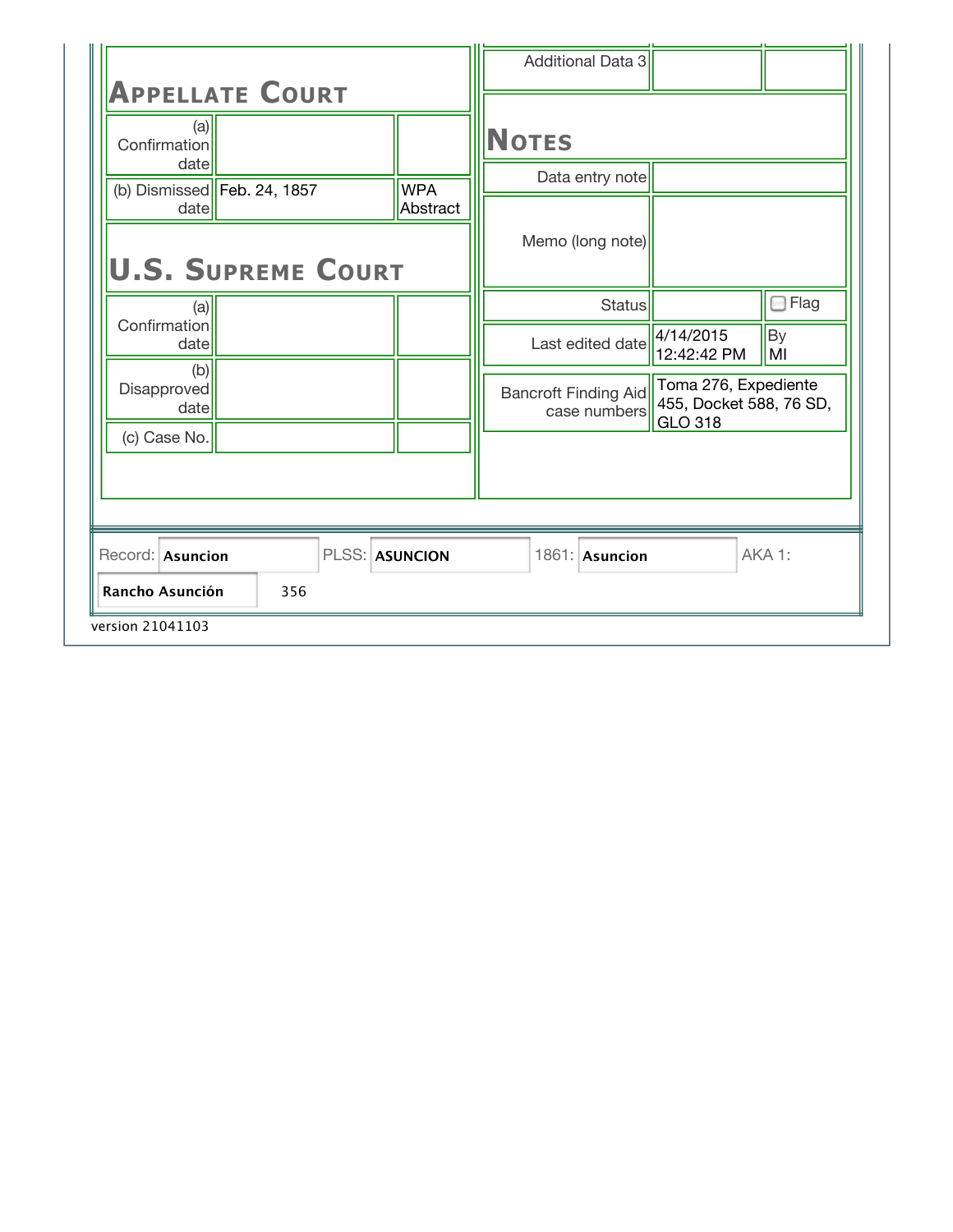## Appellate Court

| | | |
|---|---|---|
| (a) Confirmation date | | |
| (b) Dismissed date | Feb. 24, 1857 | WPA Abstract |

## U.S. Supreme Court

| | | |
|---|---|---|
| (a) Confirmation date | | |
| (b) Disapproved date | | |
| (c) Case No. | | |

| | | |
|---|---|---|
| Additional Data 3 | | |

## Notes

| | | |
|---|---|---|
| Data entry note | | |
| Memo (long note) | | |
| Status | | Flag |
| Last edited date | 4/14/2015 12:42:42 PM | By MI |
| Bancroft Finding Aid case numbers | Toma 276, Expediente 455, Docket 588, 76 SD, GLO 318 | |

Record: **Asuncion** PLSS: **ASUNCION** 1861: **Asuncion** AKA 1:

**Rancho Asunción** 356

version 21041103